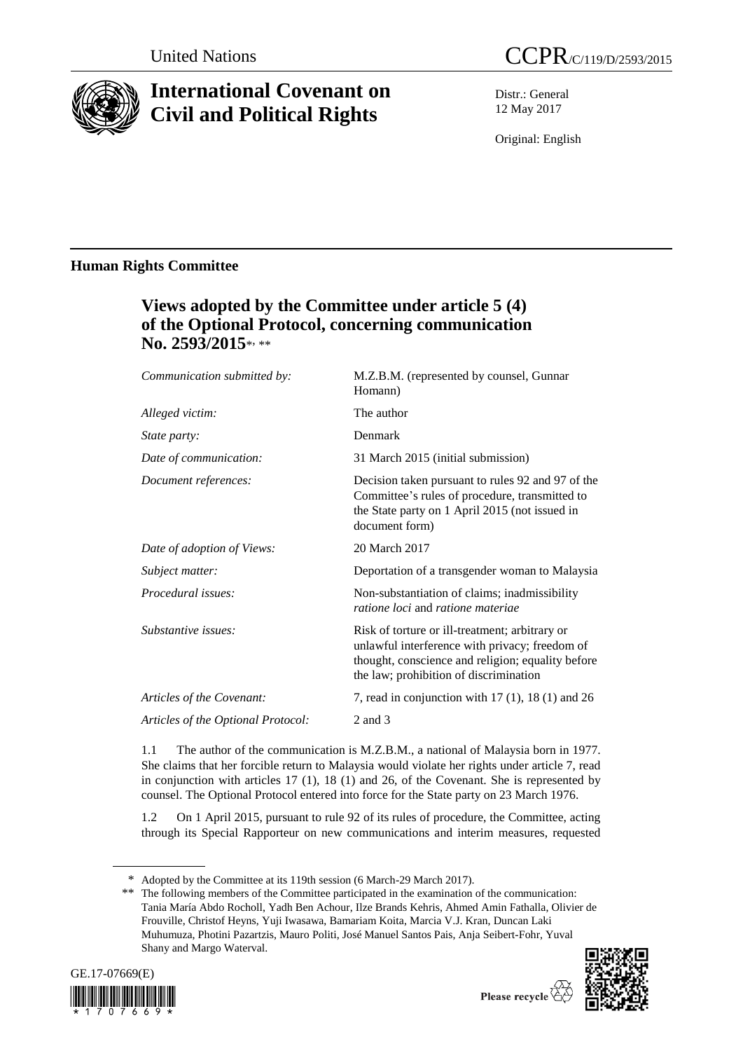United Nations CCPR/C/119/D/2593/2015

# International Covenant on Civil and Political Rights

Distr.: General
12 May 2017

Original: English

## Human Rights Committee

### Views adopted by the Committee under article 5 (4) of the Optional Protocol, concerning communication No. 2593/2015*, **

| | |
|---|---|
| *Communication submitted by:* | M.Z.B.M. (represented by counsel, Gunnar Homann) |
| *Alleged victim:* | The author |
| *State party:* | Denmark |
| *Date of communication:* | 31 March 2015 (initial submission) |
| *Document references:* | Decision taken pursuant to rules 92 and 97 of the Committee's rules of procedure, transmitted to the State party on 1 April 2015 (not issued in document form) |
| *Date of adoption of Views:* | 20 March 2017 |
| *Subject matter:* | Deportation of a transgender woman to Malaysia |
| *Procedural issues:* | Non-substantiation of claims; inadmissibility *ratione loci* and *ratione materiae* |
| *Substantive issues:* | Risk of torture or ill-treatment; arbitrary or unlawful interference with privacy; freedom of thought, conscience and religion; equality before the law; prohibition of discrimination |
| *Articles of the Covenant:* | 7, read in conjunction with 17 (1), 18 (1) and 26 |
| *Articles of the Optional Protocol:* | 2 and 3 |

1.1 The author of the communication is M.Z.B.M., a national of Malaysia born in 1977. She claims that her forcible return to Malaysia would violate her rights under article 7, read in conjunction with articles 17 (1), 18 (1) and 26, of the Covenant. She is represented by counsel. The Optional Protocol entered into force for the State party on 23 March 1976.

1.2 On 1 April 2015, pursuant to rule 92 of its rules of procedure, the Committee, acting through its Special Rapporteur on new communications and interim measures, requested

\* Adopted by the Committee at its 119th session (6 March-29 March 2017).

\*\* The following members of the Committee participated in the examination of the communication: Tania María Abdo Rocholl, Yadh Ben Achour, Ilze Brands Kehris, Ahmed Amin Fathalla, Olivier de Frouville, Christof Heyns, Yuji Iwasawa, Bamariam Koita, Marcia V.J. Kran, Duncan Laki Muhumuza, Photini Pazartzis, Mauro Politi, José Manuel Santos Pais, Anja Seibert-Fohr, Yuval Shany and Margo Waterval.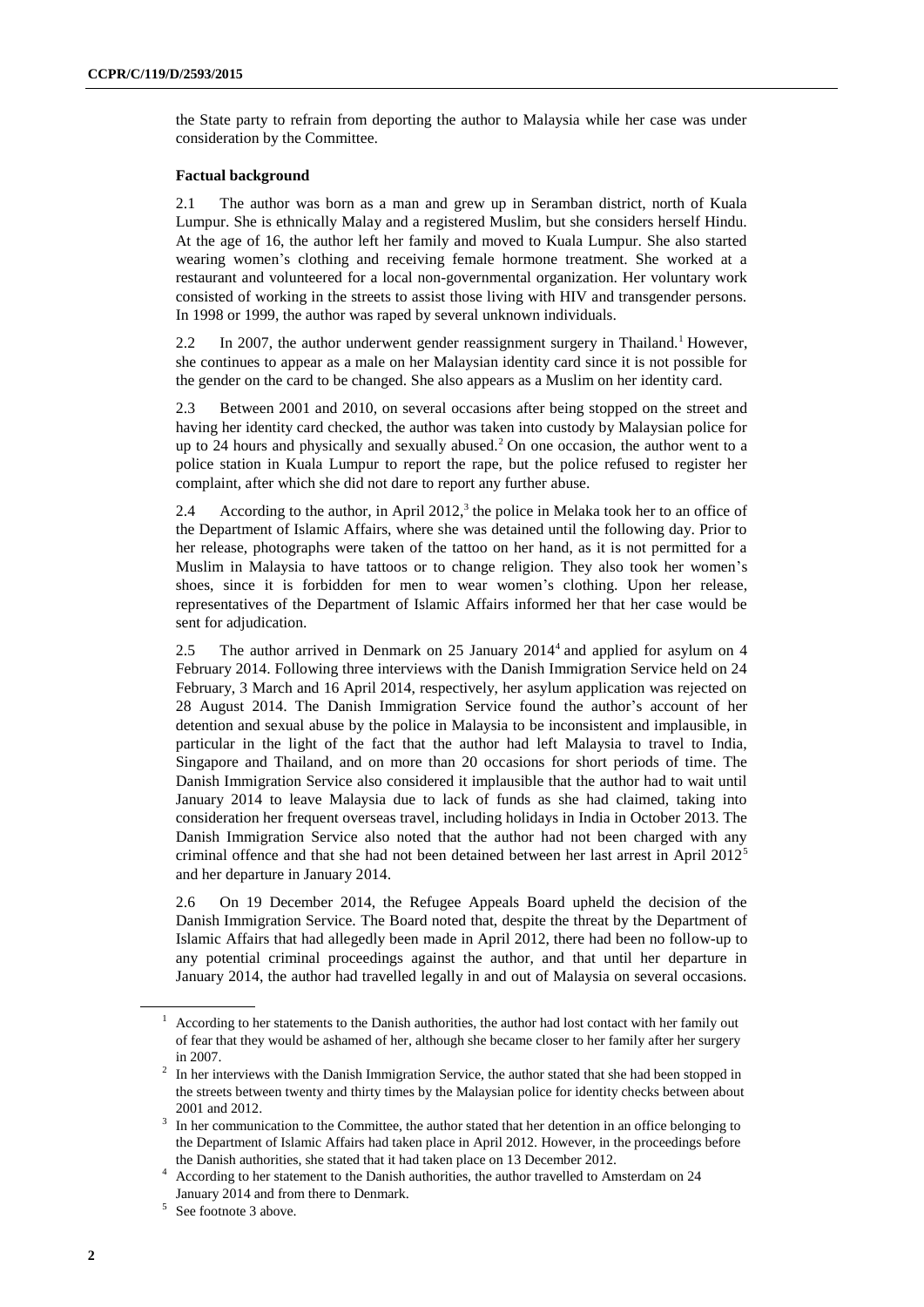the State party to refrain from deporting the author to Malaysia while her case was under consideration by the Committee.

### Factual background

2.1 The author was born as a man and grew up in Seramban district, north of Kuala Lumpur. She is ethnically Malay and a registered Muslim, but she considers herself Hindu. At the age of 16, the author left her family and moved to Kuala Lumpur. She also started wearing women's clothing and receiving female hormone treatment. She worked at a restaurant and volunteered for a local non-governmental organization. Her voluntary work consisted of working in the streets to assist those living with HIV and transgender persons. In 1998 or 1999, the author was raped by several unknown individuals.

2.2 In 2007, the author underwent gender reassignment surgery in Thailand.[1] However, she continues to appear as a male on her Malaysian identity card since it is not possible for the gender on the card to be changed. She also appears as a Muslim on her identity card.

2.3 Between 2001 and 2010, on several occasions after being stopped on the street and having her identity card checked, the author was taken into custody by Malaysian police for up to 24 hours and physically and sexually abused.[2] On one occasion, the author went to a police station in Kuala Lumpur to report the rape, but the police refused to register her complaint, after which she did not dare to report any further abuse.

2.4 According to the author, in April 2012,[3] the police in Melaka took her to an office of the Department of Islamic Affairs, where she was detained until the following day. Prior to her release, photographs were taken of the tattoo on her hand, as it is not permitted for a Muslim in Malaysia to have tattoos or to change religion. They also took her women's shoes, since it is forbidden for men to wear women's clothing. Upon her release, representatives of the Department of Islamic Affairs informed her that her case would be sent for adjudication.

2.5 The author arrived in Denmark on 25 January 2014[4] and applied for asylum on 4 February 2014. Following three interviews with the Danish Immigration Service held on 24 February, 3 March and 16 April 2014, respectively, her asylum application was rejected on 28 August 2014. The Danish Immigration Service found the author's account of her detention and sexual abuse by the police in Malaysia to be inconsistent and implausible, in particular in the light of the fact that the author had left Malaysia to travel to India, Singapore and Thailand, and on more than 20 occasions for short periods of time. The Danish Immigration Service also considered it implausible that the author had to wait until January 2014 to leave Malaysia due to lack of funds as she had claimed, taking into consideration her frequent overseas travel, including holidays in India in October 2013. The Danish Immigration Service also noted that the author had not been charged with any criminal offence and that she had not been detained between her last arrest in April 2012[5] and her departure in January 2014.

2.6 On 19 December 2014, the Refugee Appeals Board upheld the decision of the Danish Immigration Service. The Board noted that, despite the threat by the Department of Islamic Affairs that had allegedly been made in April 2012, there had been no follow-up to any potential criminal proceedings against the author, and that until her departure in January 2014, the author had travelled legally in and out of Malaysia on several occasions.

---

[1] According to her statements to the Danish authorities, the author had lost contact with her family out of fear that they would be ashamed of her, although she became closer to her family after her surgery in 2007.

[2] In her interviews with the Danish Immigration Service, the author stated that she had been stopped in the streets between twenty and thirty times by the Malaysian police for identity checks between about 2001 and 2012.

[3] In her communication to the Committee, the author stated that her detention in an office belonging to the Department of Islamic Affairs had taken place in April 2012. However, in the proceedings before the Danish authorities, she stated that it had taken place on 13 December 2012.

[4] According to her statement to the Danish authorities, the author travelled to Amsterdam on 24 January 2014 and from there to Denmark.

[5] See footnote 3 above.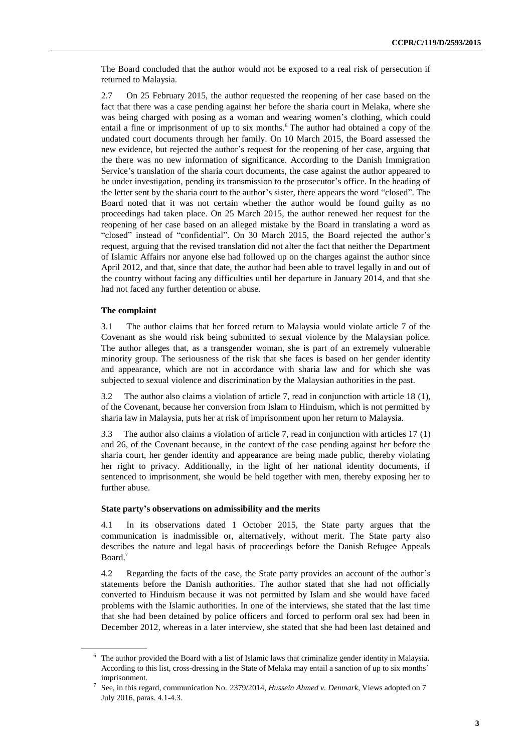The Board concluded that the author would not be exposed to a real risk of persecution if returned to Malaysia.

2.7 On 25 February 2015, the author requested the reopening of her case based on the fact that there was a case pending against her before the sharia court in Melaka, where she was being charged with posing as a woman and wearing women's clothing, which could entail a fine or imprisonment of up to six months.[6] The author had obtained a copy of the undated court documents through her family. On 10 March 2015, the Board assessed the new evidence, but rejected the author's request for the reopening of her case, arguing that the there was no new information of significance. According to the Danish Immigration Service's translation of the sharia court documents, the case against the author appeared to be under investigation, pending its transmission to the prosecutor's office. In the heading of the letter sent by the sharia court to the author's sister, there appears the word "closed". The Board noted that it was not certain whether the author would be found guilty as no proceedings had taken place. On 25 March 2015, the author renewed her request for the reopening of her case based on an alleged mistake by the Board in translating a word as "closed" instead of "confidential". On 30 March 2015, the Board rejected the author's request, arguing that the revised translation did not alter the fact that neither the Department of Islamic Affairs nor anyone else had followed up on the charges against the author since April 2012, and that, since that date, the author had been able to travel legally in and out of the country without facing any difficulties until her departure in January 2014, and that she had not faced any further detention or abuse.

### The complaint

3.1 The author claims that her forced return to Malaysia would violate article 7 of the Covenant as she would risk being submitted to sexual violence by the Malaysian police. The author alleges that, as a transgender woman, she is part of an extremely vulnerable minority group. The seriousness of the risk that she faces is based on her gender identity and appearance, which are not in accordance with sharia law and for which she was subjected to sexual violence and discrimination by the Malaysian authorities in the past.

3.2 The author also claims a violation of article 7, read in conjunction with article 18 (1), of the Covenant, because her conversion from Islam to Hinduism, which is not permitted by sharia law in Malaysia, puts her at risk of imprisonment upon her return to Malaysia.

3.3 The author also claims a violation of article 7, read in conjunction with articles 17 (1) and 26, of the Covenant because, in the context of the case pending against her before the sharia court, her gender identity and appearance are being made public, thereby violating her right to privacy. Additionally, in the light of her national identity documents, if sentenced to imprisonment, she would be held together with men, thereby exposing her to further abuse.

### State party's observations on admissibility and the merits

4.1 In its observations dated 1 October 2015, the State party argues that the communication is inadmissible or, alternatively, without merit. The State party also describes the nature and legal basis of proceedings before the Danish Refugee Appeals Board.[7]

4.2 Regarding the facts of the case, the State party provides an account of the author's statements before the Danish authorities. The author stated that she had not officially converted to Hinduism because it was not permitted by Islam and she would have faced problems with the Islamic authorities. In one of the interviews, she stated that the last time that she had been detained by police officers and forced to perform oral sex had been in December 2012, whereas in a later interview, she stated that she had been last detained and

---

[6] The author provided the Board with a list of Islamic laws that criminalize gender identity in Malaysia. According to this list, cross-dressing in the State of Melaka may entail a sanction of up to six months' imprisonment.

[7] See, in this regard, communication No. 2379/2014, *Hussein Ahmed v. Denmark*, Views adopted on 7 July 2016, paras. 4.1-4.3.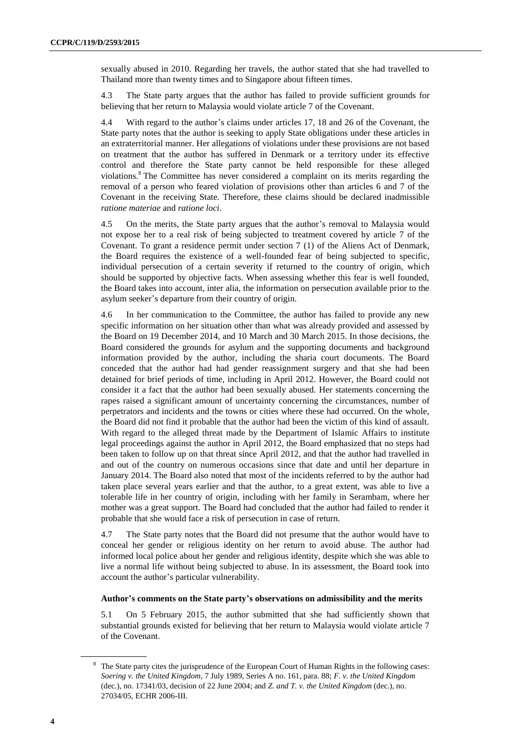sexually abused in 2010. Regarding her travels, the author stated that she had travelled to Thailand more than twenty times and to Singapore about fifteen times.

4.3 The State party argues that the author has failed to provide sufficient grounds for believing that her return to Malaysia would violate article 7 of the Covenant.

4.4 With regard to the author's claims under articles 17, 18 and 26 of the Covenant, the State party notes that the author is seeking to apply State obligations under these articles in an extraterritorial manner. Her allegations of violations under these provisions are not based on treatment that the author has suffered in Denmark or a territory under its effective control and therefore the State party cannot be held responsible for these alleged violations.[8] The Committee has never considered a complaint on its merits regarding the removal of a person who feared violation of provisions other than articles 6 and 7 of the Covenant in the receiving State. Therefore, these claims should be declared inadmissible *ratione materiae* and *ratione loci*.

4.5 On the merits, the State party argues that the author's removal to Malaysia would not expose her to a real risk of being subjected to treatment covered by article 7 of the Covenant. To grant a residence permit under section 7 (1) of the Aliens Act of Denmark, the Board requires the existence of a well-founded fear of being subjected to specific, individual persecution of a certain severity if returned to the country of origin, which should be supported by objective facts. When assessing whether this fear is well founded, the Board takes into account, inter alia, the information on persecution available prior to the asylum seeker's departure from their country of origin.

4.6 In her communication to the Committee, the author has failed to provide any new specific information on her situation other than what was already provided and assessed by the Board on 19 December 2014, and 10 March and 30 March 2015. In those decisions, the Board considered the grounds for asylum and the supporting documents and background information provided by the author, including the sharia court documents. The Board conceded that the author had had gender reassignment surgery and that she had been detained for brief periods of time, including in April 2012. However, the Board could not consider it a fact that the author had been sexually abused. Her statements concerning the rapes raised a significant amount of uncertainty concerning the circumstances, number of perpetrators and incidents and the towns or cities where these had occurred. On the whole, the Board did not find it probable that the author had been the victim of this kind of assault. With regard to the alleged threat made by the Department of Islamic Affairs to institute legal proceedings against the author in April 2012, the Board emphasized that no steps had been taken to follow up on that threat since April 2012, and that the author had travelled in and out of the country on numerous occasions since that date and until her departure in January 2014. The Board also noted that most of the incidents referred to by the author had taken place several years earlier and that the author, to a great extent, was able to live a tolerable life in her country of origin, including with her family in Serambam, where her mother was a great support. The Board had concluded that the author had failed to render it probable that she would face a risk of persecution in case of return.

4.7 The State party notes that the Board did not presume that the author would have to conceal her gender or religious identity on her return to avoid abuse. The author had informed local police about her gender and religious identity, despite which she was able to live a normal life without being subjected to abuse. In its assessment, the Board took into account the author's particular vulnerability.

### Author's comments on the State party's observations on admissibility and the merits

5.1 On 5 February 2015, the author submitted that she had sufficiently shown that substantial grounds existed for believing that her return to Malaysia would violate article 7 of the Covenant.

[8] The State party cites the jurisprudence of the European Court of Human Rights in the following cases: *Soering v. the United Kingdom*, 7 July 1989, Series A no. 161, para. 88; *F. v. the United Kingdom* (dec.), no. 17341/03, decision of 22 June 2004; and *Z. and T. v. the United Kingdom* (dec.), no. 27034/05, ECHR 2006-III.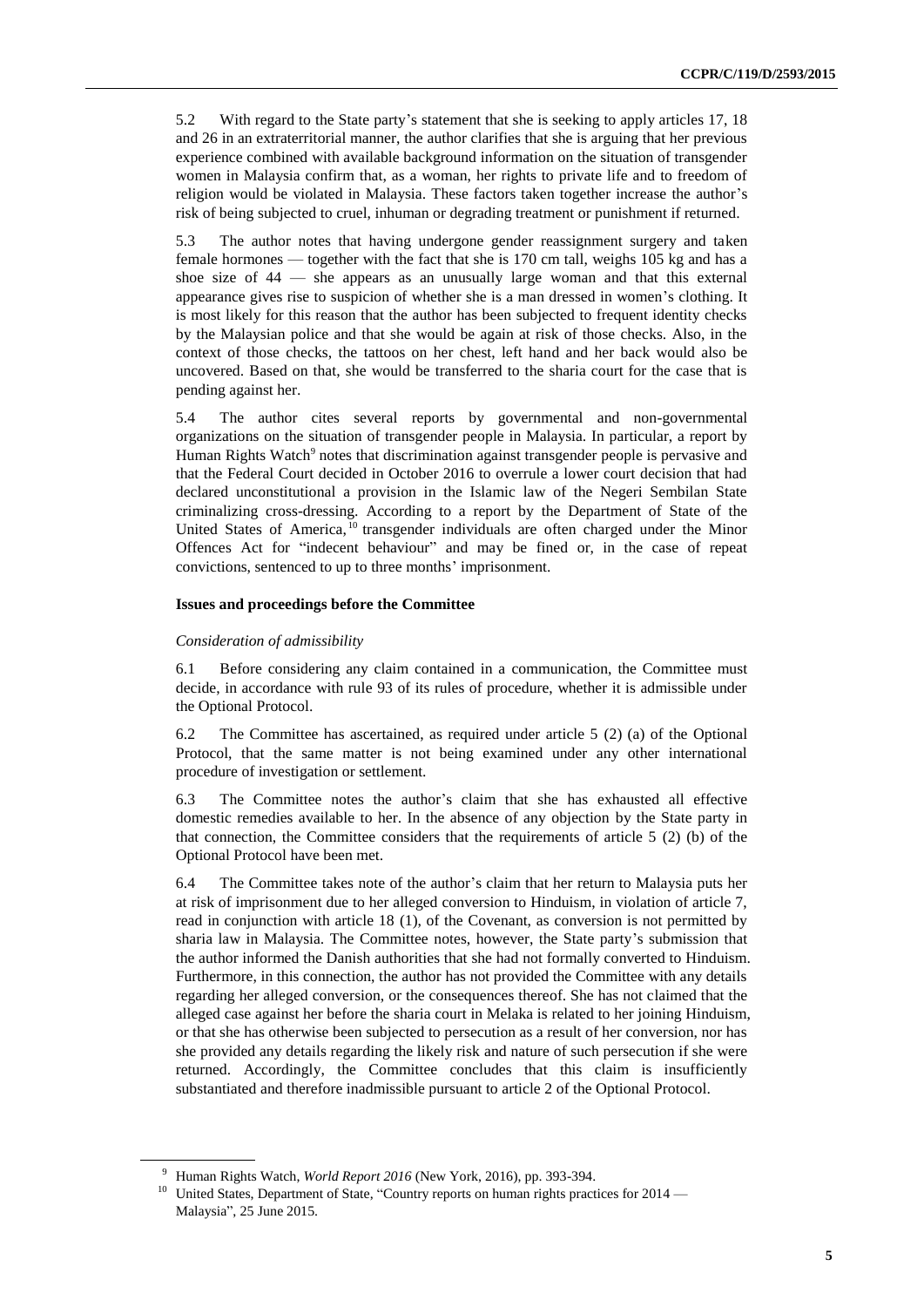5.2 With regard to the State party's statement that she is seeking to apply articles 17, 18 and 26 in an extraterritorial manner, the author clarifies that she is arguing that her previous experience combined with available background information on the situation of transgender women in Malaysia confirm that, as a woman, her rights to private life and to freedom of religion would be violated in Malaysia. These factors taken together increase the author's risk of being subjected to cruel, inhuman or degrading treatment or punishment if returned.

5.3 The author notes that having undergone gender reassignment surgery and taken female hormones — together with the fact that she is 170 cm tall, weighs 105 kg and has a shoe size of 44 — she appears as an unusually large woman and that this external appearance gives rise to suspicion of whether she is a man dressed in women's clothing. It is most likely for this reason that the author has been subjected to frequent identity checks by the Malaysian police and that she would be again at risk of those checks. Also, in the context of those checks, the tattoos on her chest, left hand and her back would also be uncovered. Based on that, she would be transferred to the sharia court for the case that is pending against her.

5.4 The author cites several reports by governmental and non-governmental organizations on the situation of transgender people in Malaysia. In particular, a report by Human Rights Watch[9] notes that discrimination against transgender people is pervasive and that the Federal Court decided in October 2016 to overrule a lower court decision that had declared unconstitutional a provision in the Islamic law of the Negeri Sembilan State criminalizing cross-dressing. According to a report by the Department of State of the United States of America,[10] transgender individuals are often charged under the Minor Offences Act for "indecent behaviour" and may be fined or, in the case of repeat convictions, sentenced to up to three months' imprisonment.

**Issues and proceedings before the Committee**

*Consideration of admissibility*

6.1 Before considering any claim contained in a communication, the Committee must decide, in accordance with rule 93 of its rules of procedure, whether it is admissible under the Optional Protocol.

6.2 The Committee has ascertained, as required under article 5 (2) (a) of the Optional Protocol, that the same matter is not being examined under any other international procedure of investigation or settlement.

6.3 The Committee notes the author's claim that she has exhausted all effective domestic remedies available to her. In the absence of any objection by the State party in that connection, the Committee considers that the requirements of article 5 (2) (b) of the Optional Protocol have been met.

6.4 The Committee takes note of the author's claim that her return to Malaysia puts her at risk of imprisonment due to her alleged conversion to Hinduism, in violation of article 7, read in conjunction with article 18 (1), of the Covenant, as conversion is not permitted by sharia law in Malaysia. The Committee notes, however, the State party's submission that the author informed the Danish authorities that she had not formally converted to Hinduism. Furthermore, in this connection, the author has not provided the Committee with any details regarding her alleged conversion, or the consequences thereof. She has not claimed that the alleged case against her before the sharia court in Melaka is related to her joining Hinduism, or that she has otherwise been subjected to persecution as a result of her conversion, nor has she provided any details regarding the likely risk and nature of such persecution if she were returned. Accordingly, the Committee concludes that this claim is insufficiently substantiated and therefore inadmissible pursuant to article 2 of the Optional Protocol.

---

[9] Human Rights Watch, *World Report 2016* (New York, 2016), pp. 393-394.

[10] United States, Department of State, "Country reports on human rights practices for 2014 — Malaysia", 25 June 2015.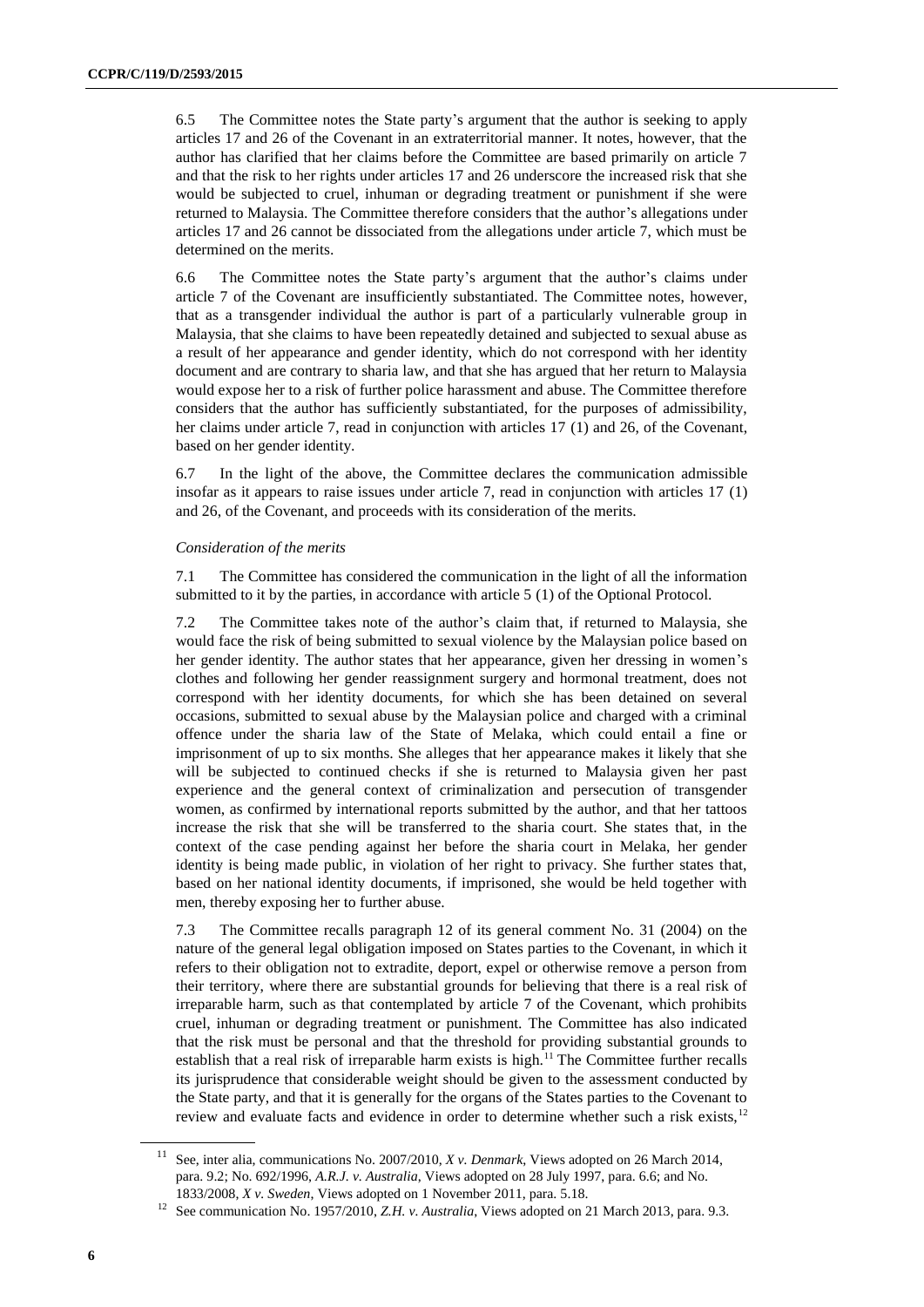6.5 The Committee notes the State party's argument that the author is seeking to apply articles 17 and 26 of the Covenant in an extraterritorial manner. It notes, however, that the author has clarified that her claims before the Committee are based primarily on article 7 and that the risk to her rights under articles 17 and 26 underscore the increased risk that she would be subjected to cruel, inhuman or degrading treatment or punishment if she were returned to Malaysia. The Committee therefore considers that the author's allegations under articles 17 and 26 cannot be dissociated from the allegations under article 7, which must be determined on the merits.

6.6 The Committee notes the State party's argument that the author's claims under article 7 of the Covenant are insufficiently substantiated. The Committee notes, however, that as a transgender individual the author is part of a particularly vulnerable group in Malaysia, that she claims to have been repeatedly detained and subjected to sexual abuse as a result of her appearance and gender identity, which do not correspond with her identity document and are contrary to sharia law, and that she has argued that her return to Malaysia would expose her to a risk of further police harassment and abuse. The Committee therefore considers that the author has sufficiently substantiated, for the purposes of admissibility, her claims under article 7, read in conjunction with articles 17 (1) and 26, of the Covenant, based on her gender identity.

6.7 In the light of the above, the Committee declares the communication admissible insofar as it appears to raise issues under article 7, read in conjunction with articles 17 (1) and 26, of the Covenant, and proceeds with its consideration of the merits.

*Consideration of the merits*

7.1 The Committee has considered the communication in the light of all the information submitted to it by the parties, in accordance with article 5 (1) of the Optional Protocol.

7.2 The Committee takes note of the author's claim that, if returned to Malaysia, she would face the risk of being submitted to sexual violence by the Malaysian police based on her gender identity. The author states that her appearance, given her dressing in women's clothes and following her gender reassignment surgery and hormonal treatment, does not correspond with her identity documents, for which she has been detained on several occasions, submitted to sexual abuse by the Malaysian police and charged with a criminal offence under the sharia law of the State of Melaka, which could entail a fine or imprisonment of up to six months. She alleges that her appearance makes it likely that she will be subjected to continued checks if she is returned to Malaysia given her past experience and the general context of criminalization and persecution of transgender women, as confirmed by international reports submitted by the author, and that her tattoos increase the risk that she will be transferred to the sharia court. She states that, in the context of the case pending against her before the sharia court in Melaka, her gender identity is being made public, in violation of her right to privacy. She further states that, based on her national identity documents, if imprisoned, she would be held together with men, thereby exposing her to further abuse.

7.3 The Committee recalls paragraph 12 of its general comment No. 31 (2004) on the nature of the general legal obligation imposed on States parties to the Covenant, in which it refers to their obligation not to extradite, deport, expel or otherwise remove a person from their territory, where there are substantial grounds for believing that there is a real risk of irreparable harm, such as that contemplated by article 7 of the Covenant, which prohibits cruel, inhuman or degrading treatment or punishment. The Committee has also indicated that the risk must be personal and that the threshold for providing substantial grounds to establish that a real risk of irreparable harm exists is high.[11] The Committee further recalls its jurisprudence that considerable weight should be given to the assessment conducted by the State party, and that it is generally for the organs of the States parties to the Covenant to review and evaluate facts and evidence in order to determine whether such a risk exists,[12]

[11] See, inter alia, communications No. 2007/2010, *X v. Denmark*, Views adopted on 26 March 2014, para. 9.2; No. 692/1996, *A.R.J. v. Australia*, Views adopted on 28 July 1997, para. 6.6; and No. 1833/2008, *X v. Sweden*, Views adopted on 1 November 2011, para. 5.18.

[12] See communication No. 1957/2010, *Z.H. v. Australia*, Views adopted on 21 March 2013, para. 9.3.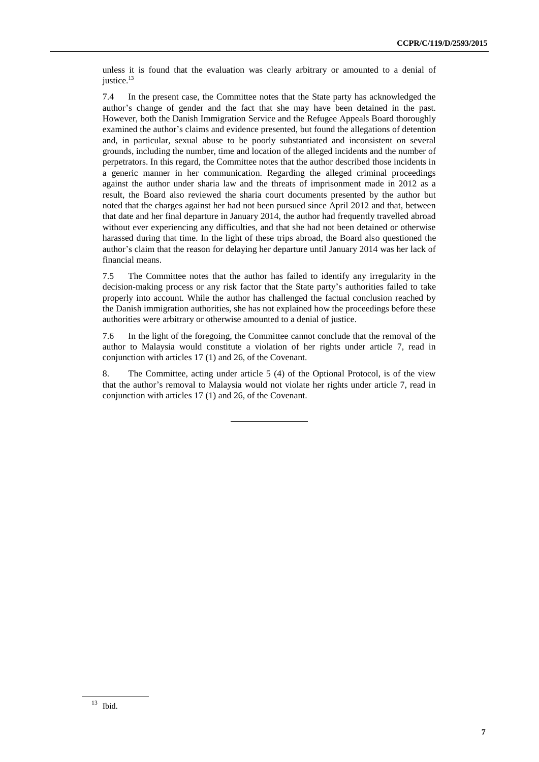unless it is found that the evaluation was clearly arbitrary or amounted to a denial of justice.[13]

7.4 In the present case, the Committee notes that the State party has acknowledged the author's change of gender and the fact that she may have been detained in the past. However, both the Danish Immigration Service and the Refugee Appeals Board thoroughly examined the author's claims and evidence presented, but found the allegations of detention and, in particular, sexual abuse to be poorly substantiated and inconsistent on several grounds, including the number, time and location of the alleged incidents and the number of perpetrators. In this regard, the Committee notes that the author described those incidents in a generic manner in her communication. Regarding the alleged criminal proceedings against the author under sharia law and the threats of imprisonment made in 2012 as a result, the Board also reviewed the sharia court documents presented by the author but noted that the charges against her had not been pursued since April 2012 and that, between that date and her final departure in January 2014, the author had frequently travelled abroad without ever experiencing any difficulties, and that she had not been detained or otherwise harassed during that time. In the light of these trips abroad, the Board also questioned the author's claim that the reason for delaying her departure until January 2014 was her lack of financial means.

7.5 The Committee notes that the author has failed to identify any irregularity in the decision-making process or any risk factor that the State party's authorities failed to take properly into account. While the author has challenged the factual conclusion reached by the Danish immigration authorities, she has not explained how the proceedings before these authorities were arbitrary or otherwise amounted to a denial of justice.

7.6 In the light of the foregoing, the Committee cannot conclude that the removal of the author to Malaysia would constitute a violation of her rights under article 7, read in conjunction with articles 17 (1) and 26, of the Covenant.

8. The Committee, acting under article 5 (4) of the Optional Protocol, is of the view that the author's removal to Malaysia would not violate her rights under article 7, read in conjunction with articles 17 (1) and 26, of the Covenant.

---

[13] Ibid.